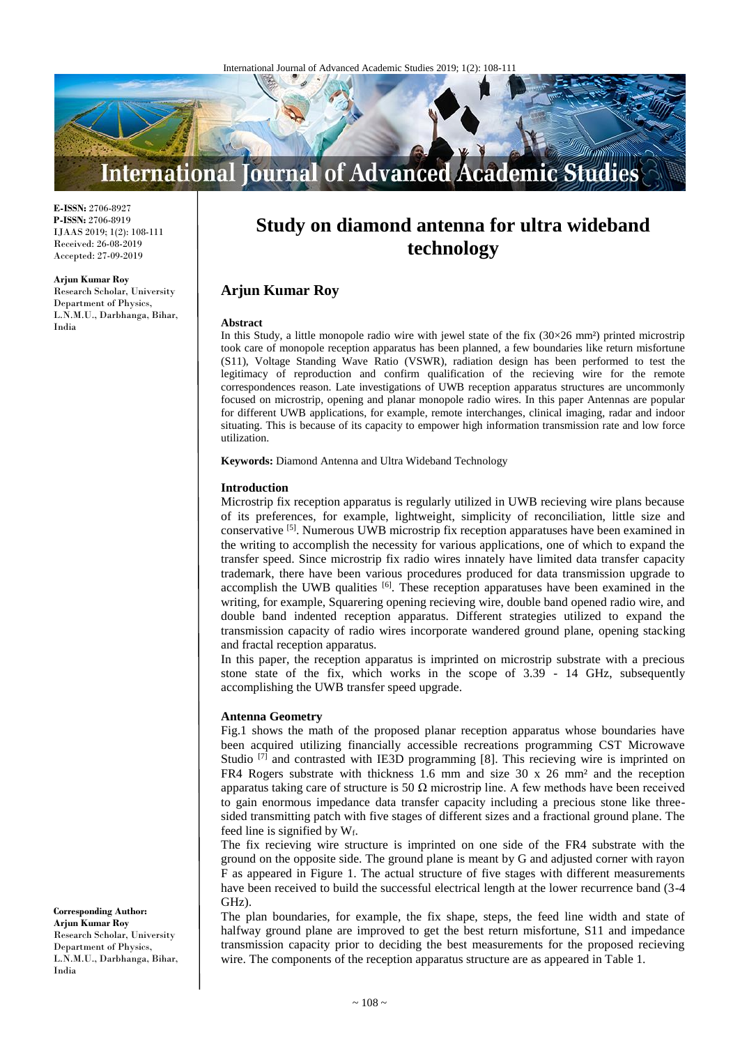**E-ISSN:** 2706-8927
**P-ISSN:** 2706-8919
IJAAS 2019; 1(2): 108-111
Received: 26-08-2019
Accepted: 27-09-2019

**Arjun Kumar Roy**
Research Scholar, University Department of Physics, L.N.M.U., Darbhanga, Bihar, India

**Corresponding Author:**
**Arjun Kumar Roy**
Research Scholar, University Department of Physics, L.N.M.U., Darbhanga, Bihar, India

# Study on diamond antenna for ultra wideband technology

## Arjun Kumar Roy

### Abstract

In this Study, a little monopole radio wire with jewel state of the fix (30×26 mm²) printed microstrip took care of monopole reception apparatus has been planned, a few boundaries like return misfortune (S11), Voltage Standing Wave Ratio (VSWR), radiation design has been performed to test the legitimacy of reproduction and confirm qualification of the recieving wire for the remote correspondences reason. Late investigations of UWB reception apparatus structures are uncommonly focused on microstrip, opening and planar monopole radio wires. In this paper Antennas are popular for different UWB applications, for example, remote interchanges, clinical imaging, radar and indoor situating. This is because of its capacity to empower high information transmission rate and low force utilization.

**Keywords:** Diamond Antenna and Ultra Wideband Technology

### Introduction

Microstrip fix reception apparatus is regularly utilized in UWB recieving wire plans because of its preferences, for example, lightweight, simplicity of reconciliation, little size and conservative [5]. Numerous UWB microstrip fix reception apparatuses have been examined in the writing to accomplish the necessity for various applications, one of which to expand the transfer speed. Since microstrip fix radio wires innately have limited data transfer capacity trademark, there have been various procedures produced for data transmission upgrade to accomplish the UWB qualities [6]. These reception apparatuses have been examined in the writing, for example, Squarering opening recieving wire, double band opened radio wire, and double band indented reception apparatus. Different strategies utilized to expand the transmission capacity of radio wires incorporate wandered ground plane, opening stacking and fractal reception apparatus.

In this paper, the reception apparatus is imprinted on microstrip substrate with a precious stone state of the fix, which works in the scope of 3.39 - 14 GHz, subsequently accomplishing the UWB transfer speed upgrade.

### Antenna Geometry

Fig.1 shows the math of the proposed planar reception apparatus whose boundaries have been acquired utilizing financially accessible recreations programming CST Microwave Studio [7] and contrasted with IE3D programming [8]. This recieving wire is imprinted on FR4 Rogers substrate with thickness 1.6 mm and size 30 x 26 mm² and the reception apparatus taking care of structure is 50 Ω microstrip line. A few methods have been received to gain enormous impedance data transfer capacity including a precious stone like three-sided transmitting patch with five stages of different sizes and a fractional ground plane. The feed line is signified by $W_f$.

The fix recieving wire structure is imprinted on one side of the FR4 substrate with the ground on the opposite side. The ground plane is meant by G and adjusted corner with rayon F as appeared in Figure 1. The actual structure of five stages with different measurements have been received to build the successful electrical length at the lower recurrence band (3-4 GHz).

The plan boundaries, for example, the fix shape, steps, the feed line width and state of halfway ground plane are improved to get the best return misfortune, S11 and impedance transmission capacity prior to deciding the best measurements for the proposed recieving wire. The components of the reception apparatus structure are as appeared in Table 1.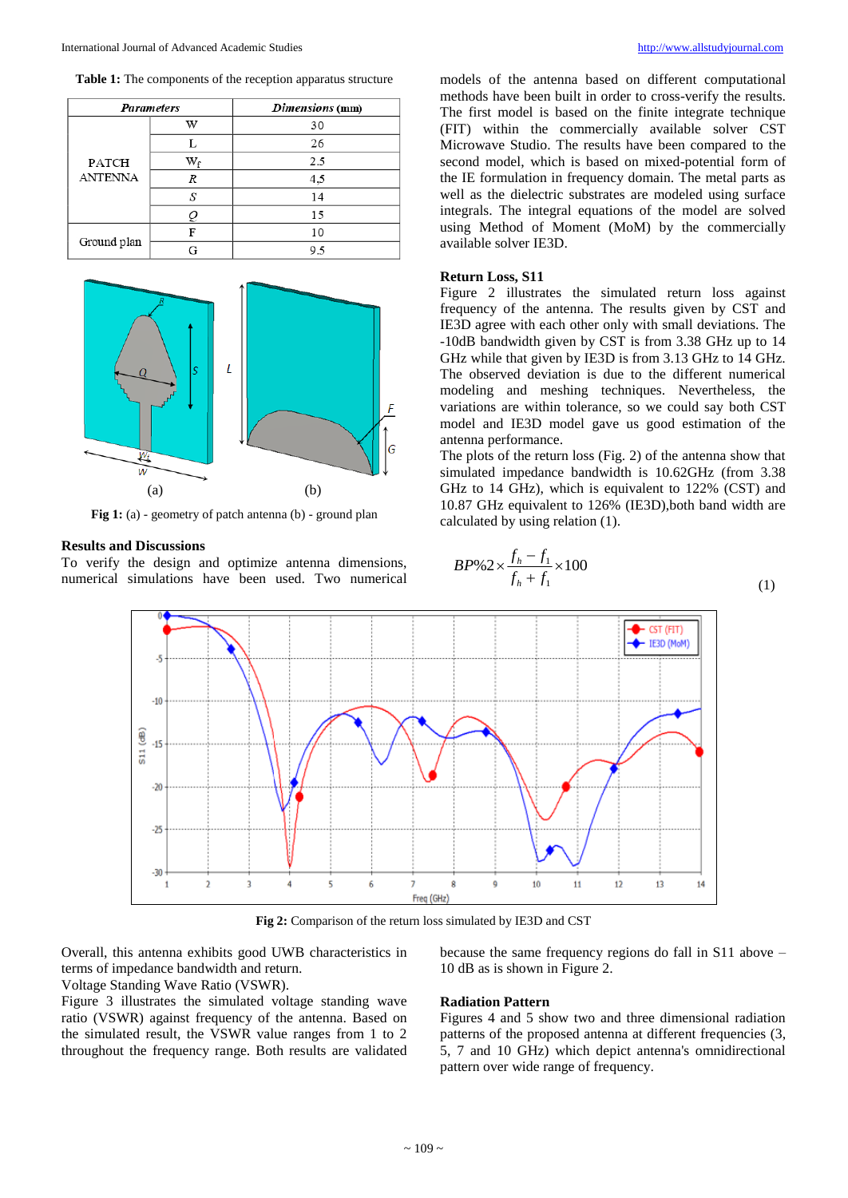**Table 1:** The components of the reception apparatus structure

| *Parameters* | | *Dimensions* (mm) |
|---|---|---|
| PATCH ANTENNA | W | 30 |
| | L | 26 |
| | $W_f$ | 2.5 |
| | *R* | 4.5 |
| | *S* | 14 |
| | *Q* | 15 |
| Ground plan | F | 10 |
| | G | 9.5 |

**Fig 1:** (a) - geometry of patch antenna (b) - ground plan

## Results and Discussions

To verify the design and optimize antenna dimensions, numerical simulations have been used. Two numerical models of the antenna based on different computational methods have been built in order to cross-verify the results. The first model is based on the finite integrate technique (FIT) within the commercially available solver CST Microwave Studio. The results have been compared to the second model, which is based on mixed-potential form of the IE formulation in frequency domain. The metal parts as well as the dielectric substrates are modeled using surface integrals. The integral equations of the model are solved using Method of Moment (MoM) by the commercially available solver IE3D.

### Return Loss, S11

Figure 2 illustrates the simulated return loss against frequency of the antenna. The results given by CST and IE3D agree with each other only with small deviations. The -10dB bandwidth given by CST is from 3.38 GHz up to 14 GHz while that given by IE3D is from 3.13 GHz to 14 GHz. The observed deviation is due to the different numerical modeling and meshing techniques. Nevertheless, the variations are within tolerance, so we could say both CST model and IE3D model gave us good estimation of the antenna performance.

The plots of the return loss (Fig. 2) of the antenna show that simulated impedance bandwidth is 10.62GHz (from 3.38 GHz to 14 GHz), which is equivalent to 122% (CST) and 10.87 GHz equivalent to 126% (IE3D),both band width are calculated by using relation (1).

$$BP\%2 \times \frac{f_h - f_1}{f_h + f_1} \times 100 \tag{1}$$

**Fig 2:** Comparison of the return loss simulated by IE3D and CST

Overall, this antenna exhibits good UWB characteristics in terms of impedance bandwidth and return.

Voltage Standing Wave Ratio (VSWR).

Figure 3 illustrates the simulated voltage standing wave ratio (VSWR) against frequency of the antenna. Based on the simulated result, the VSWR value ranges from 1 to 2 throughout the frequency range. Both results are validated because the same frequency regions do fall in S11 above – 10 dB as is shown in Figure 2.

### Radiation Pattern

Figures 4 and 5 show two and three dimensional radiation patterns of the proposed antenna at different frequencies (3, 5, 7 and 10 GHz) which depict antenna's omnidirectional pattern over wide range of frequency.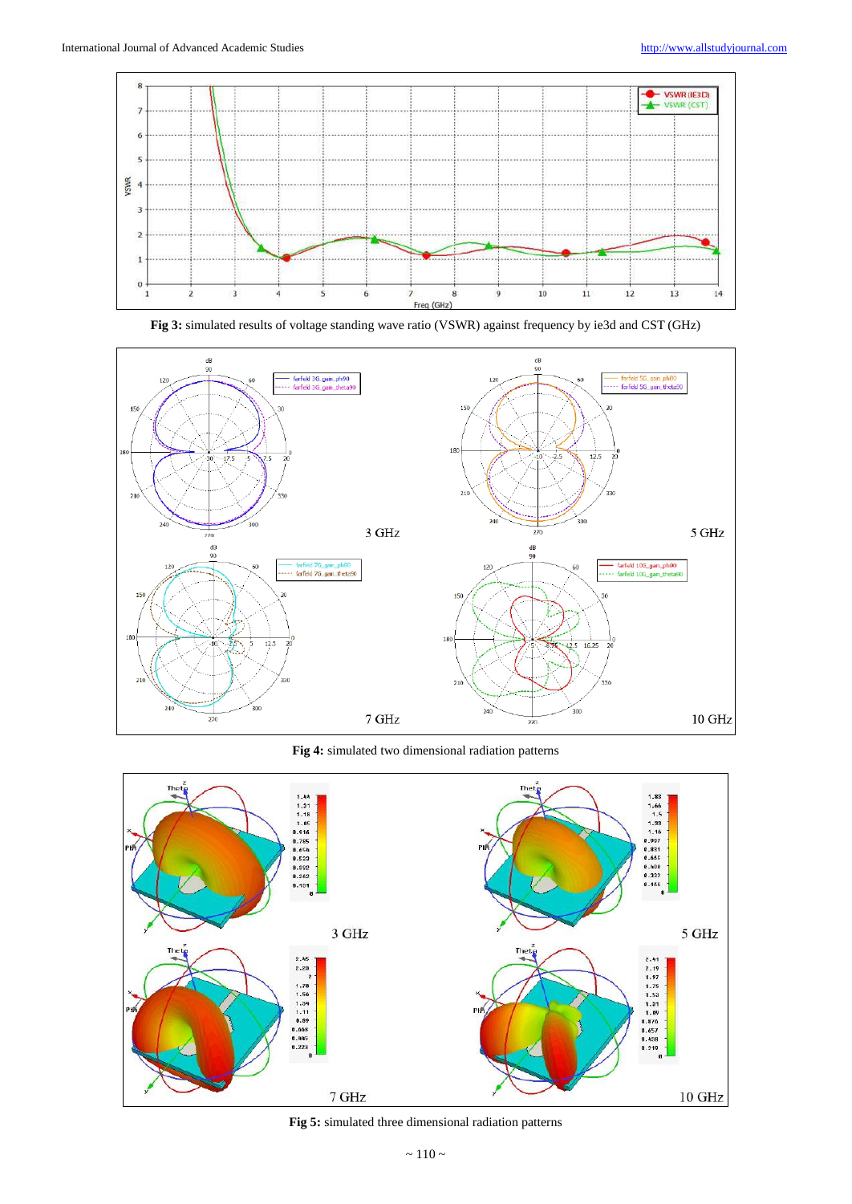Fig 3: simulated results of voltage standing wave ratio (VSWR) against frequency by ie3d and CST (GHz)

Fig 4: simulated two dimensional radiation patterns

Fig 5: simulated three dimensional radiation patterns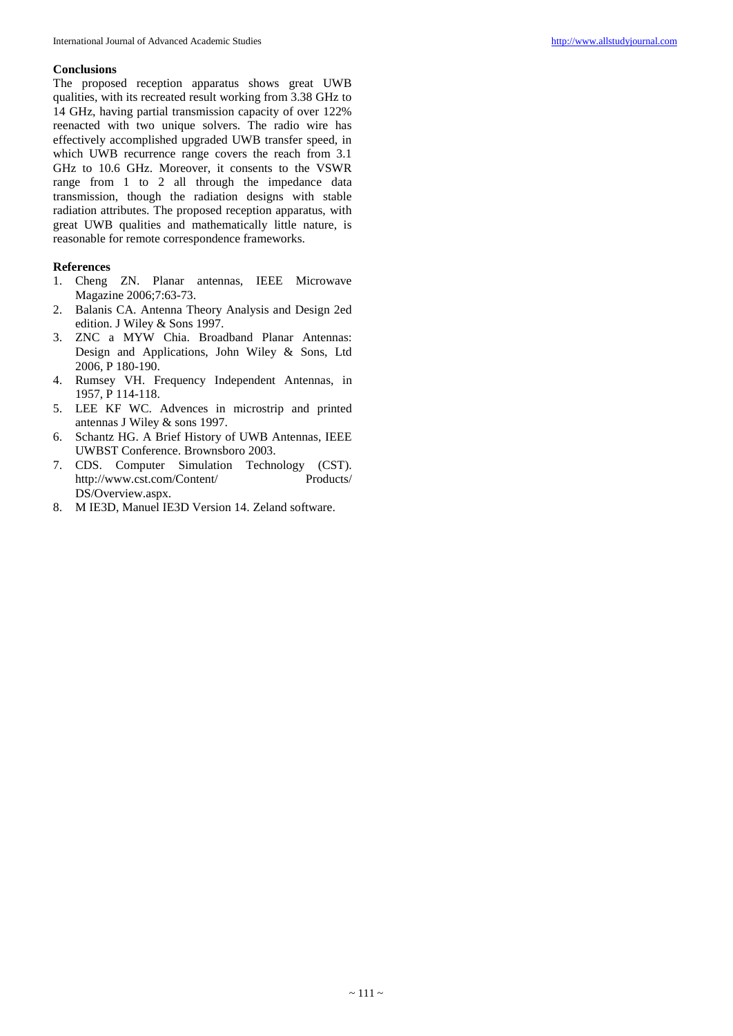## Conclusions

The proposed reception apparatus shows great UWB qualities, with its recreated result working from 3.38 GHz to 14 GHz, having partial transmission capacity of over 122% reenacted with two unique solvers. The radio wire has effectively accomplished upgraded UWB transfer speed, in which UWB recurrence range covers the reach from 3.1 GHz to 10.6 GHz. Moreover, it consents to the VSWR range from 1 to 2 all through the impedance data transmission, though the radiation designs with stable radiation attributes. The proposed reception apparatus, with great UWB qualities and mathematically little nature, is reasonable for remote correspondence frameworks.

## References

1. Cheng ZN. Planar antennas, IEEE Microwave Magazine 2006;7:63-73.
2. Balanis CA. Antenna Theory Analysis and Design 2ed edition. J Wiley & Sons 1997.
3. ZNC a MYW Chia. Broadband Planar Antennas: Design and Applications, John Wiley & Sons, Ltd 2006, P 180-190.
4. Rumsey VH. Frequency Independent Antennas, in 1957, P 114-118.
5. LEE KF WC. Advences in microstrip and printed antennas J Wiley & sons 1997.
6. Schantz HG. A Brief History of UWB Antennas, IEEE UWBST Conference. Brownsboro 2003.
7. CDS. Computer Simulation Technology (CST). http://www.cst.com/Content/ Products/ DS/Overview.aspx.
8. M IE3D, Manuel IE3D Version 14. Zeland software.